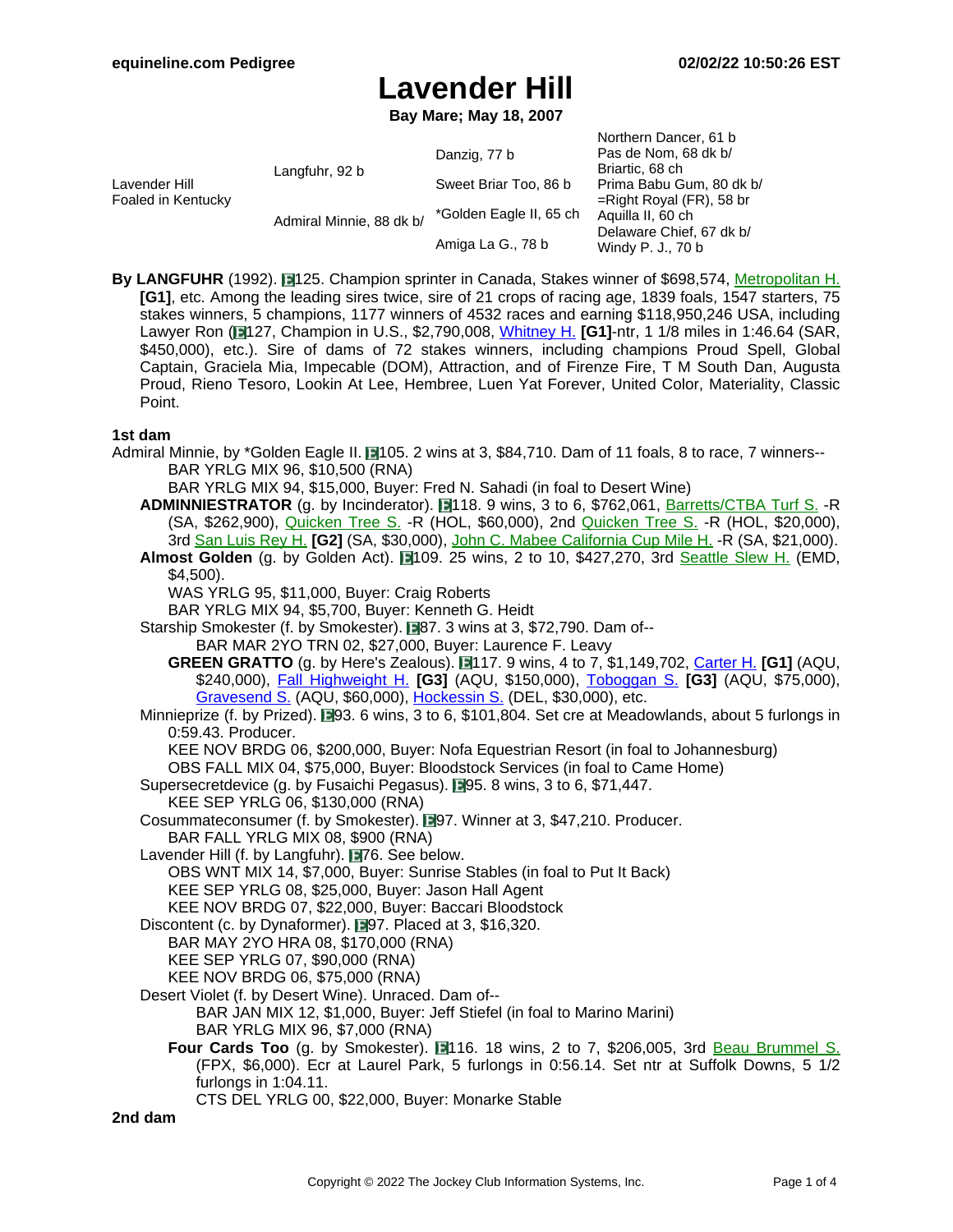# Lavender Hill

**Bay Mare; May 18, 2007**

| | | | |
|---|---|---|---|
| Lavender Hill Foaled in Kentucky | Langfuhr, 92 b | Danzig, 77 b | Northern Dancer, 61 b |
| | | | Pas de Nom, 68 dk b/ |
| | | Sweet Briar Too, 86 b | Briartic, 68 ch |
| | | | Prima Babu Gum, 80 dk b/ |
| | Admiral Minnie, 88 dk b/ | *Golden Eagle II, 65 ch | =Right Royal (FR), 58 br |
| | | | Aquilla II, 60 ch |
| | | Amiga La G., 78 b | Delaware Chief, 67 dk b/ |
| | | | Windy P. J., 70 b |

**By LANGFUHR** (1992). E125. Champion sprinter in Canada, Stakes winner of $698,574, Metropolitan H. **[G1]**, etc. Among the leading sires twice, sire of 21 crops of racing age, 1839 foals, 1547 starters, 75 stakes winners, 5 champions, 1177 winners of 4532 races and earning $118,950,246 USA, including Lawyer Ron (E127, Champion in U.S., $2,790,008, Whitney H. **[G1]**-ntr, 1 1/8 miles in 1:46.64 (SAR, $450,000), etc.). Sire of dams of 72 stakes winners, including champions Proud Spell, Global Captain, Graciela Mia, Impecable (DOM), Attraction, and of Firenze Fire, T M South Dan, Augusta Proud, Rieno Tesoro, Lookin At Lee, Hembree, Luen Yat Forever, United Color, Materiality, Classic Point.

## 1st dam

Admiral Minnie, by *Golden Eagle II. E105. 2 wins at 3, $84,710. Dam of 11 foals, 8 to race, 7 winners--

BAR YRLG MIX 96, $10,500 (RNA)

BAR YRLG MIX 94, $15,000, Buyer: Fred N. Sahadi (in foal to Desert Wine)

**ADMINNIESTRATOR** (g. by Incinderator). E118. 9 wins, 3 to 6, $762,061, Barretts/CTBA Turf S. -R (SA, $262,900), Quicken Tree S. -R (HOL, $60,000), 2nd Quicken Tree S. -R (HOL, $20,000), 3rd San Luis Rey H. **[G2]** (SA, $30,000), John C. Mabee California Cup Mile H. -R (SA, $21,000).

**Almost Golden** (g. by Golden Act). E109. 25 wins, 2 to 10, $427,270, 3rd Seattle Slew H. (EMD, $4,500).

WAS YRLG 95, $11,000, Buyer: Craig Roberts

BAR YRLG MIX 94, $5,700, Buyer: Kenneth G. Heidt

Starship Smokester (f. by Smokester). E87. 3 wins at 3, $72,790. Dam of--

BAR MAR 2YO TRN 02, $27,000, Buyer: Laurence F. Leavy

**GREEN GRATTO** (g. by Here's Zealous). E117. 9 wins, 4 to 7, $1,149,702, Carter H. **[G1]** (AQU, $240,000), Fall Highweight H. **[G3]** (AQU, $150,000), Toboggan S. **[G3]** (AQU, $75,000), Gravesend S. (AQU, $60,000), Hockessin S. (DEL, $30,000), etc.

Minnieprize (f. by Prized). E93. 6 wins, 3 to 6, $101,804. Set cre at Meadowlands, about 5 furlongs in 0:59.43. Producer.

KEE NOV BRDG 06, $200,000, Buyer: Nofa Equestrian Resort (in foal to Johannesburg)

OBS FALL MIX 04, $75,000, Buyer: Bloodstock Services (in foal to Came Home)

Supersecretdevice (g. by Fusaichi Pegasus). E95. 8 wins, 3 to 6, $71,447.

KEE SEP YRLG 06, $130,000 (RNA)

Cosummateconsumer (f. by Smokester). E97. Winner at 3, $47,210. Producer.

BAR FALL YRLG MIX 08, $900 (RNA)

Lavender Hill (f. by Langfuhr). E76. See below.

OBS WNT MIX 14, $7,000, Buyer: Sunrise Stables (in foal to Put It Back)

KEE SEP YRLG 08, $25,000, Buyer: Jason Hall Agent

KEE NOV BRDG 07, $22,000, Buyer: Baccari Bloodstock

Discontent (c. by Dynaformer). E97. Placed at 3, $16,320.

BAR MAY 2YO HRA 08, $170,000 (RNA)

KEE SEP YRLG 07, $90,000 (RNA)

KEE NOV BRDG 06, $75,000 (RNA)

Desert Violet (f. by Desert Wine). Unraced. Dam of--

BAR JAN MIX 12, $1,000, Buyer: Jeff Stiefel (in foal to Marino Marini)

BAR YRLG MIX 96, $7,000 (RNA)

**Four Cards Too** (g. by Smokester). E116. 18 wins, 2 to 7, $206,005, 3rd Beau Brummel S. (FPX, $6,000). Ecr at Laurel Park, 5 furlongs in 0:56.14. Set ntr at Suffolk Downs, 5 1/2 furlongs in 1:04.11.

CTS DEL YRLG 00, $22,000, Buyer: Monarke Stable

## 2nd dam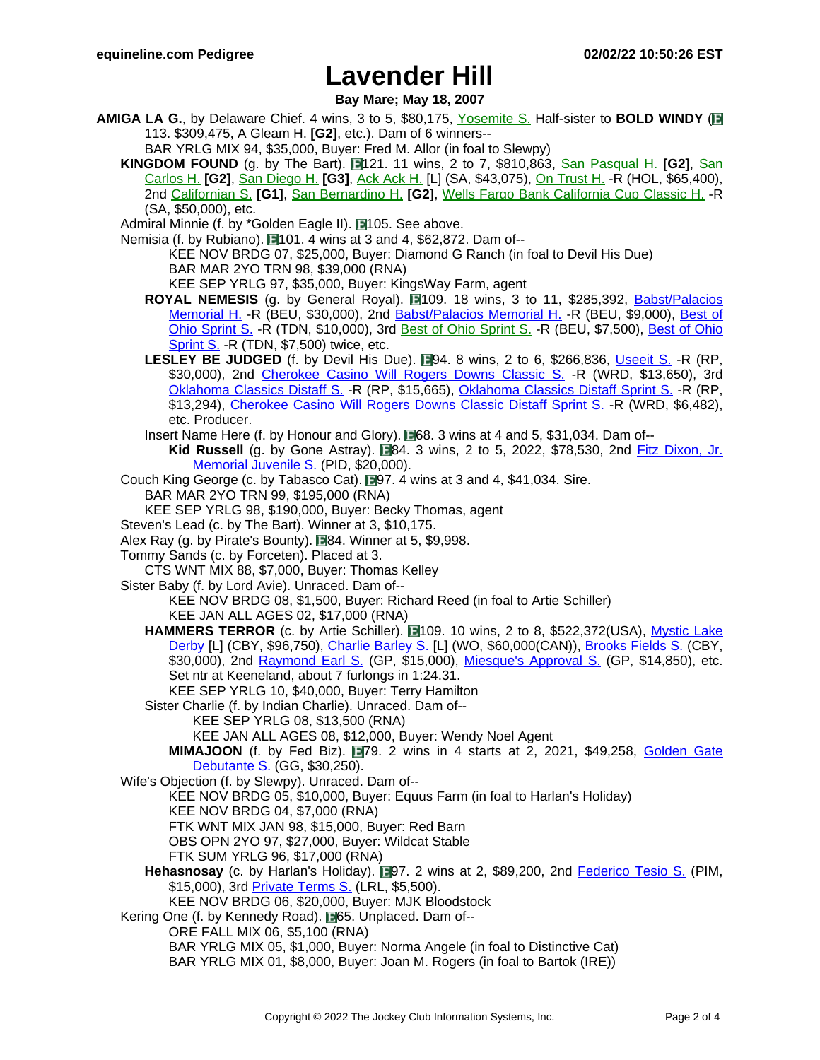# Lavender Hill

**Bay Mare; May 18, 2007**

**AMIGA LA G.**, by Delaware Chief. 4 wins, 3 to 5, $80,175, Yosemite S. Half-sister to **BOLD WINDY** (113. $309,475, A Gleam H. **[G2]**, etc.). Dam of 6 winners--

BAR YRLG MIX 94, $35,000, Buyer: Fred M. Allor (in foal to Slewpy)

**KINGDOM FOUND** (g. by The Bart). 121. 11 wins, 2 to 7, $810,863, San Pasqual H. **[G2]**, San Carlos H. **[G2]**, San Diego H. **[G3]**, Ack Ack H. [L] (SA, $43,075), On Trust H. -R (HOL, $65,400), 2nd Californian S. **[G1]**, San Bernardino H. **[G2]**, Wells Fargo Bank California Cup Classic H. -R (SA, $50,000), etc.

Admiral Minnie (f. by *Golden Eagle II). 105. See above.

Nemisia (f. by Rubiano). 101. 4 wins at 3 and 4, $62,872. Dam of--

KEE NOV BRDG 07, $25,000, Buyer: Diamond G Ranch (in foal to Devil His Due)
BAR MAR 2YO TRN 98, $39,000 (RNA)
KEE SEP YRLG 97, $35,000, Buyer: KingsWay Farm, agent

**ROYAL NEMESIS** (g. by General Royal). 109. 18 wins, 3 to 11, $285,392, Babst/Palacios Memorial H. -R (BEU, $30,000), 2nd Babst/Palacios Memorial H. -R (BEU, $9,000), Best of Ohio Sprint S. -R (TDN, $10,000), 3rd Best of Ohio Sprint S. -R (BEU, $7,500), Best of Ohio Sprint S. -R (TDN, $7,500) twice, etc.

**LESLEY BE JUDGED** (f. by Devil His Due). 94. 8 wins, 2 to 6, $266,836, Useeit S. -R (RP, $30,000), 2nd Cherokee Casino Will Rogers Downs Classic S. -R (WRD, $13,650), 3rd Oklahoma Classics Distaff S. -R (RP, $15,665), Oklahoma Classics Distaff Sprint S. -R (RP, $13,294), Cherokee Casino Will Rogers Downs Classic Distaff Sprint S. -R (WRD, $6,482), etc. Producer.

Insert Name Here (f. by Honour and Glory). 68. 3 wins at 4 and 5, $31,034. Dam of--

**Kid Russell** (g. by Gone Astray). 84. 3 wins, 2 to 5, 2022, $78,530, 2nd Fitz Dixon, Jr. Memorial Juvenile S. (PID, $20,000).

Couch King George (c. by Tabasco Cat). 97. 4 wins at 3 and 4, $41,034. Sire.

BAR MAR 2YO TRN 99, $195,000 (RNA)
KEE SEP YRLG 98, $190,000, Buyer: Becky Thomas, agent

Steven's Lead (c. by The Bart). Winner at 3, $10,175.

Alex Ray (g. by Pirate's Bounty). 84. Winner at 5, $9,998.

Tommy Sands (c. by Forceten). Placed at 3.

CTS WNT MIX 88, $7,000, Buyer: Thomas Kelley

Sister Baby (f. by Lord Avie). Unraced. Dam of--

KEE NOV BRDG 08, $1,500, Buyer: Richard Reed (in foal to Artie Schiller)
KEE JAN ALL AGES 02, $17,000 (RNA)

**HAMMERS TERROR** (c. by Artie Schiller). 109. 10 wins, 2 to 8, $522,372(USA), Mystic Lake Derby [L] (CBY, $96,750), Charlie Barley S. [L] (WO, $60,000(CAN)), Brooks Fields S. (CBY, $30,000), 2nd Raymond Earl S. (GP, $15,000), Miesque's Approval S. (GP, $14,850), etc. Set ntr at Keeneland, about 7 furlongs in 1:24.31.

KEE SEP YRLG 10, $40,000, Buyer: Terry Hamilton

Sister Charlie (f. by Indian Charlie). Unraced. Dam of--

KEE SEP YRLG 08, $13,500 (RNA)
KEE JAN ALL AGES 08, $12,000, Buyer: Wendy Noel Agent

**MIMAJOON** (f. by Fed Biz). 79. 2 wins in 4 starts at 2, 2021, $49,258, Golden Gate Debutante S. (GG, $30,250).

Wife's Objection (f. by Slewpy). Unraced. Dam of--

KEE NOV BRDG 05, $10,000, Buyer: Equus Farm (in foal to Harlan's Holiday)
KEE NOV BRDG 04, $7,000 (RNA)
FTK WNT MIX JAN 98, $15,000, Buyer: Red Barn
OBS OPN 2YO 97, $27,000, Buyer: Wildcat Stable
FTK SUM YRLG 96, $17,000 (RNA)

**Hehasnosay** (c. by Harlan's Holiday). 97. 2 wins at 2, $89,200, 2nd Federico Tesio S. (PIM, $15,000), 3rd Private Terms S. (LRL, $5,500).

KEE NOV BRDG 06, $20,000, Buyer: MJK Bloodstock

Kering One (f. by Kennedy Road). 65. Unplaced. Dam of--

ORE FALL MIX 06, $5,100 (RNA)
BAR YRLG MIX 05, $1,000, Buyer: Norma Angele (in foal to Distinctive Cat)
BAR YRLG MIX 01, $8,000, Buyer: Joan M. Rogers (in foal to Bartok (IRE))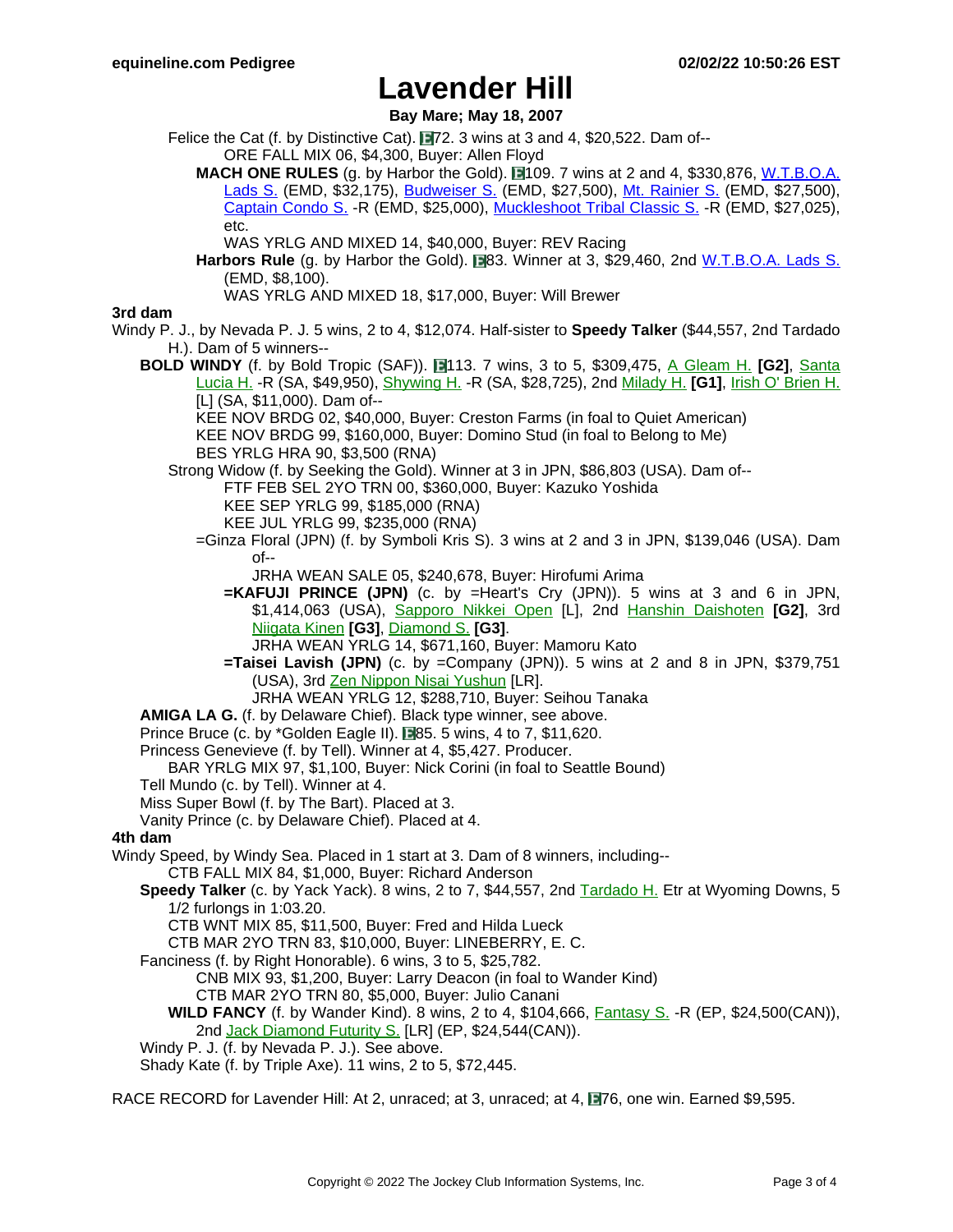# Lavender Hill

**Bay Mare; May 18, 2007**

Felice the Cat (f. by Distinctive Cat). E72. 3 wins at 3 and 4, $20,522. Dam of--

ORE FALL MIX 06, $4,300, Buyer: Allen Floyd

**MACH ONE RULES** (g. by Harbor the Gold). E109. 7 wins at 2 and 4, $330,876, W.T.B.O.A. Lads S. (EMD, $32,175), Budweiser S. (EMD, $27,500), Mt. Rainier S. (EMD, $27,500), Captain Condo S. -R (EMD, $25,000), Muckleshoot Tribal Classic S. -R (EMD, $27,025), etc.

WAS YRLG AND MIXED 14, $40,000, Buyer: REV Racing

**Harbors Rule** (g. by Harbor the Gold). E83. Winner at 3, $29,460, 2nd W.T.B.O.A. Lads S. (EMD, $8,100).

WAS YRLG AND MIXED 18, $17,000, Buyer: Will Brewer

**3rd dam**

Windy P. J., by Nevada P. J. 5 wins, 2 to 4, $12,074. Half-sister to **Speedy Talker** ($44,557, 2nd Tardado H.). Dam of 5 winners--

**BOLD WINDY** (f. by Bold Tropic (SAF)). E113. 7 wins, 3 to 5, $309,475, A Gleam H. **[G2]**, Santa Lucia H. -R (SA, $49,950), Shywing H. -R (SA, $28,725), 2nd Milady H. **[G1]**, Irish O' Brien H. [L] (SA, $11,000). Dam of--

KEE NOV BRDG 02, $40,000, Buyer: Creston Farms (in foal to Quiet American)

KEE NOV BRDG 99, $160,000, Buyer: Domino Stud (in foal to Belong to Me)

BES YRLG HRA 90, $3,500 (RNA)

Strong Widow (f. by Seeking the Gold). Winner at 3 in JPN, $86,803 (USA). Dam of--

FTF FEB SEL 2YO TRN 00, $360,000, Buyer: Kazuko Yoshida

KEE SEP YRLG 99, $185,000 (RNA)

KEE JUL YRLG 99, $235,000 (RNA)

=Ginza Floral (JPN) (f. by Symboli Kris S). 3 wins at 2 and 3 in JPN, $139,046 (USA). Dam of--

JRHA WEAN SALE 05, $240,678, Buyer: Hirofumi Arima

**=KAFUJI PRINCE (JPN)** (c. by =Heart's Cry (JPN)). 5 wins at 3 and 6 in JPN, $1,414,063 (USA), Sapporo Nikkei Open [L], 2nd Hanshin Daishoten **[G2]**, 3rd Niigata Kinen **[G3]**, Diamond S. **[G3]**.

JRHA WEAN YRLG 14, $671,160, Buyer: Mamoru Kato

**=Taisei Lavish (JPN)** (c. by =Company (JPN)). 5 wins at 2 and 8 in JPN, $379,751 (USA), 3rd Zen Nippon Nisai Yushun [LR].

JRHA WEAN YRLG 12, $288,710, Buyer: Seihou Tanaka

**AMIGA LA G.** (f. by Delaware Chief). Black type winner, see above.

Prince Bruce (c. by *Golden Eagle II). E85. 5 wins, 4 to 7, $11,620.

Princess Genevieve (f. by Tell). Winner at 4, $5,427. Producer.

BAR YRLG MIX 97, $1,100, Buyer: Nick Corini (in foal to Seattle Bound)

Tell Mundo (c. by Tell). Winner at 4.

Miss Super Bowl (f. by The Bart). Placed at 3.

Vanity Prince (c. by Delaware Chief). Placed at 4.

**4th dam**

Windy Speed, by Windy Sea. Placed in 1 start at 3. Dam of 8 winners, including--

CTB FALL MIX 84, $1,000, Buyer: Richard Anderson

**Speedy Talker** (c. by Yack Yack). 8 wins, 2 to 7, $44,557, 2nd Tardado H. Etr at Wyoming Downs, 5 1/2 furlongs in 1:03.20.

CTB WNT MIX 85, $11,500, Buyer: Fred and Hilda Lueck

CTB MAR 2YO TRN 83, $10,000, Buyer: LINEBERRY, E. C.

Fanciness (f. by Right Honorable). 6 wins, 3 to 5, $25,782.

CNB MIX 93, $1,200, Buyer: Larry Deacon (in foal to Wander Kind)

CTB MAR 2YO TRN 80, $5,000, Buyer: Julio Canani

**WILD FANCY** (f. by Wander Kind). 8 wins, 2 to 4, $104,666, Fantasy S. -R (EP, $24,500(CAN)), 2nd Jack Diamond Futurity S. [LR] (EP, $24,544(CAN)).

Windy P. J. (f. by Nevada P. J.). See above.

Shady Kate (f. by Triple Axe). 11 wins, 2 to 5, $72,445.

RACE RECORD for Lavender Hill: At 2, unraced; at 3, unraced; at 4, E76, one win. Earned $9,595.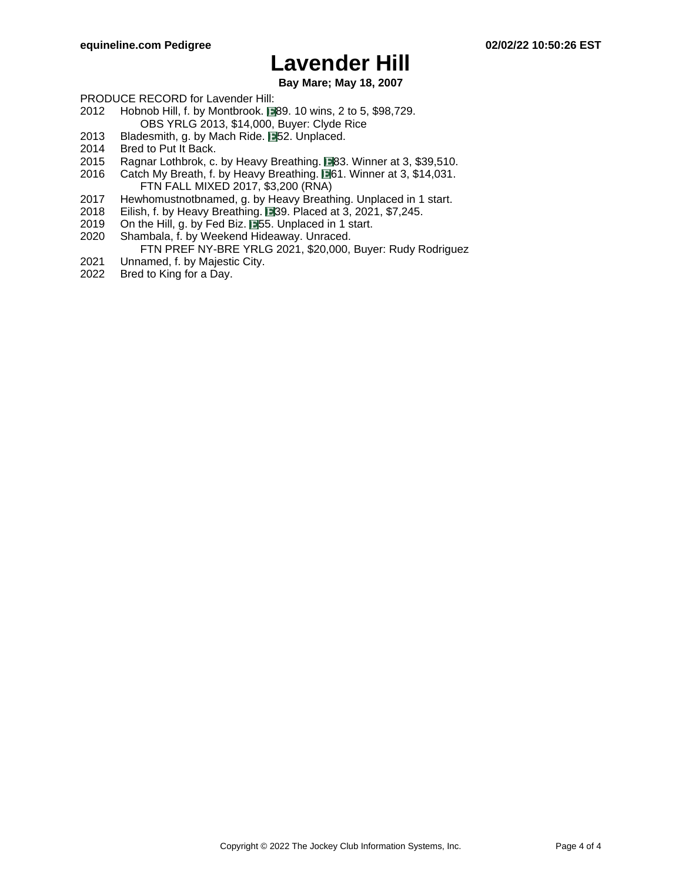# Lavender Hill

**Bay Mare; May 18, 2007**

PRODUCE RECORD for Lavender Hill:

2012 Hobnob Hill, f. by Montbrook. E89. 10 wins, 2 to 5, $98,729.
  OBS YRLG 2013, $14,000, Buyer: Clyde Rice

2013 Bladesmith, g. by Mach Ride. E52. Unplaced.

2014 Bred to Put It Back.

2015 Ragnar Lothbrok, c. by Heavy Breathing. E83. Winner at 3, $39,510.

2016 Catch My Breath, f. by Heavy Breathing. E61. Winner at 3, $14,031.
  FTN FALL MIXED 2017, $3,200 (RNA)

2017 Hewhomustnotbnamed, g. by Heavy Breathing. Unplaced in 1 start.

2018 Eilish, f. by Heavy Breathing. E39. Placed at 3, 2021, $7,245.

2019 On the Hill, g. by Fed Biz. E55. Unplaced in 1 start.

2020 Shambala, f. by Weekend Hideaway. Unraced.
  FTN PREF NY-BRE YRLG 2021, $20,000, Buyer: Rudy Rodriguez

2021 Unnamed, f. by Majestic City.

2022 Bred to King for a Day.